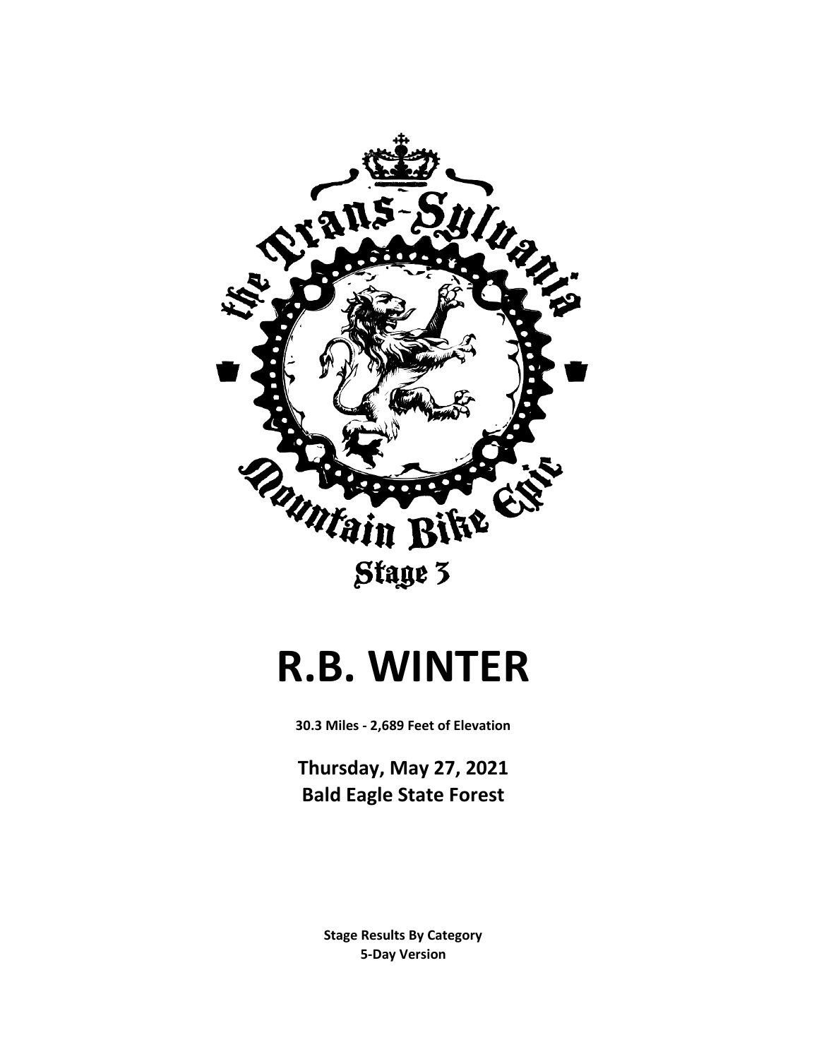the Trans-Sylvania Mountain Bike Epic

Stage 3

# R.B. WINTER

**30.3 Miles - 2,689 Feet of Elevation**

**Thursday, May 27, 2021**
**Bald Eagle State Forest**

**Stage Results By Category**
**5-Day Version**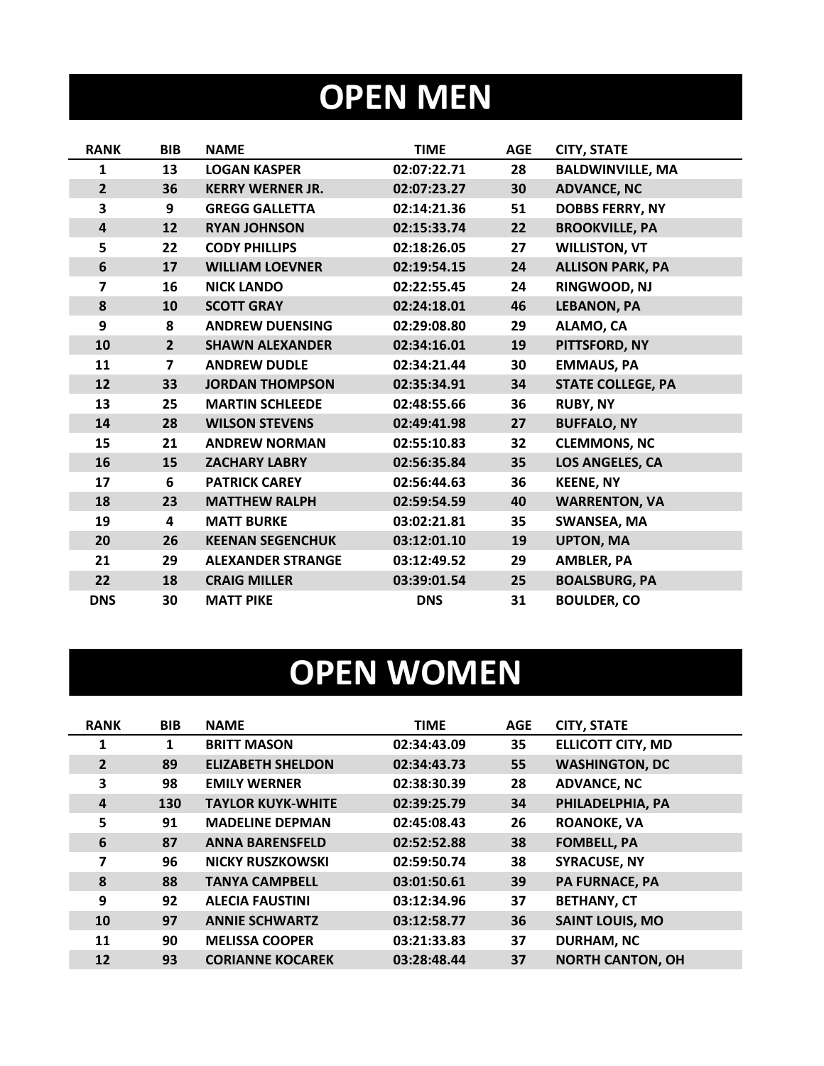# OPEN MEN

| RANK | BIB | NAME | TIME | AGE | CITY, STATE |
|---|---|---|---|---|---|
| 1 | 13 | LOGAN KASPER | 02:07:22.71 | 28 | BALDWINVILLE, MA |
| 2 | 36 | KERRY WERNER JR. | 02:07:23.27 | 30 | ADVANCE, NC |
| 3 | 9 | GREGG GALLETTA | 02:14:21.36 | 51 | DOBBS FERRY, NY |
| 4 | 12 | RYAN JOHNSON | 02:15:33.74 | 22 | BROOKVILLE, PA |
| 5 | 22 | CODY PHILLIPS | 02:18:26.05 | 27 | WILLISTON, VT |
| 6 | 17 | WILLIAM LOEVNER | 02:19:54.15 | 24 | ALLISON PARK, PA |
| 7 | 16 | NICK LANDO | 02:22:55.45 | 24 | RINGWOOD, NJ |
| 8 | 10 | SCOTT GRAY | 02:24:18.01 | 46 | LEBANON, PA |
| 9 | 8 | ANDREW DUENSING | 02:29:08.80 | 29 | ALAMO, CA |
| 10 | 2 | SHAWN ALEXANDER | 02:34:16.01 | 19 | PITTSFORD, NY |
| 11 | 7 | ANDREW DUDLE | 02:34:21.44 | 30 | EMMAUS, PA |
| 12 | 33 | JORDAN THOMPSON | 02:35:34.91 | 34 | STATE COLLEGE, PA |
| 13 | 25 | MARTIN SCHLEEDE | 02:48:55.66 | 36 | RUBY, NY |
| 14 | 28 | WILSON STEVENS | 02:49:41.98 | 27 | BUFFALO, NY |
| 15 | 21 | ANDREW NORMAN | 02:55:10.83 | 32 | CLEMMONS, NC |
| 16 | 15 | ZACHARY LABRY | 02:56:35.84 | 35 | LOS ANGELES, CA |
| 17 | 6 | PATRICK CAREY | 02:56:44.63 | 36 | KEENE, NY |
| 18 | 23 | MATTHEW RALPH | 02:59:54.59 | 40 | WARRENTON, VA |
| 19 | 4 | MATT BURKE | 03:02:21.81 | 35 | SWANSEA, MA |
| 20 | 26 | KEENAN SEGENCHUK | 03:12:01.10 | 19 | UPTON, MA |
| 21 | 29 | ALEXANDER STRANGE | 03:12:49.52 | 29 | AMBLER, PA |
| 22 | 18 | CRAIG MILLER | 03:39:01.54 | 25 | BOALSBURG, PA |
| DNS | 30 | MATT PIKE | DNS | 31 | BOULDER, CO |

# OPEN WOMEN

| RANK | BIB | NAME | TIME | AGE | CITY, STATE |
|---|---|---|---|---|---|
| 1 | 1 | BRITT MASON | 02:34:43.09 | 35 | ELLICOTT CITY, MD |
| 2 | 89 | ELIZABETH SHELDON | 02:34:43.73 | 55 | WASHINGTON, DC |
| 3 | 98 | EMILY WERNER | 02:38:30.39 | 28 | ADVANCE, NC |
| 4 | 130 | TAYLOR KUYK-WHITE | 02:39:25.79 | 34 | PHILADELPHIA, PA |
| 5 | 91 | MADELINE DEPMAN | 02:45:08.43 | 26 | ROANOKE, VA |
| 6 | 87 | ANNA BARENSFELD | 02:52:52.88 | 38 | FOMBELL, PA |
| 7 | 96 | NICKY RUSZKOWSKI | 02:59:50.74 | 38 | SYRACUSE, NY |
| 8 | 88 | TANYA CAMPBELL | 03:01:50.61 | 39 | PA FURNACE, PA |
| 9 | 92 | ALECIA FAUSTINI | 03:12:34.96 | 37 | BETHANY, CT |
| 10 | 97 | ANNIE SCHWARTZ | 03:12:58.77 | 36 | SAINT LOUIS, MO |
| 11 | 90 | MELISSA COOPER | 03:21:33.83 | 37 | DURHAM, NC |
| 12 | 93 | CORIANNE KOCAREK | 03:28:48.44 | 37 | NORTH CANTON, OH |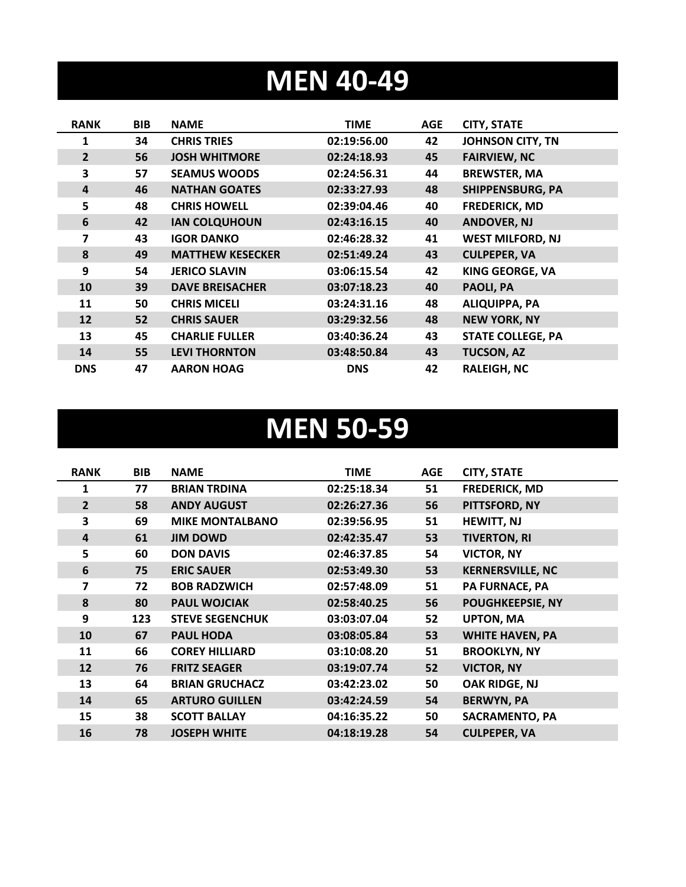# MEN 40-49

| RANK | BIB | NAME | TIME | AGE | CITY, STATE |
|---|---|---|---|---|---|
| 1 | 34 | CHRIS TRIES | 02:19:56.00 | 42 | JOHNSON CITY, TN |
| 2 | 56 | JOSH WHITMORE | 02:24:18.93 | 45 | FAIRVIEW, NC |
| 3 | 57 | SEAMUS WOODS | 02:24:56.31 | 44 | BREWSTER, MA |
| 4 | 46 | NATHAN GOATES | 02:33:27.93 | 48 | SHIPPENSBURG, PA |
| 5 | 48 | CHRIS HOWELL | 02:39:04.46 | 40 | FREDERICK, MD |
| 6 | 42 | IAN COLQUHOUN | 02:43:16.15 | 40 | ANDOVER, NJ |
| 7 | 43 | IGOR DANKO | 02:46:28.32 | 41 | WEST MILFORD, NJ |
| 8 | 49 | MATTHEW KESECKER | 02:51:49.24 | 43 | CULPEPER, VA |
| 9 | 54 | JERICO SLAVIN | 03:06:15.54 | 42 | KING GEORGE, VA |
| 10 | 39 | DAVE BREISACHER | 03:07:18.23 | 40 | PAOLI, PA |
| 11 | 50 | CHRIS MICELI | 03:24:31.16 | 48 | ALIQUIPPA, PA |
| 12 | 52 | CHRIS SAUER | 03:29:32.56 | 48 | NEW YORK, NY |
| 13 | 45 | CHARLIE FULLER | 03:40:36.24 | 43 | STATE COLLEGE, PA |
| 14 | 55 | LEVI THORNTON | 03:48:50.84 | 43 | TUCSON, AZ |
| DNS | 47 | AARON HOAG | DNS | 42 | RALEIGH, NC |

# MEN 50-59

| RANK | BIB | NAME | TIME | AGE | CITY, STATE |
|---|---|---|---|---|---|
| 1 | 77 | BRIAN TRDINA | 02:25:18.34 | 51 | FREDERICK, MD |
| 2 | 58 | ANDY AUGUST | 02:26:27.36 | 56 | PITTSFORD, NY |
| 3 | 69 | MIKE MONTALBANO | 02:39:56.95 | 51 | HEWITT, NJ |
| 4 | 61 | JIM DOWD | 02:42:35.47 | 53 | TIVERTON, RI |
| 5 | 60 | DON DAVIS | 02:46:37.85 | 54 | VICTOR, NY |
| 6 | 75 | ERIC SAUER | 02:53:49.30 | 53 | KERNERSVILLE, NC |
| 7 | 72 | BOB RADZWICH | 02:57:48.09 | 51 | PA FURNACE, PA |
| 8 | 80 | PAUL WOJCIAK | 02:58:40.25 | 56 | POUGHKEEPSIE, NY |
| 9 | 123 | STEVE SEGENCHUK | 03:03:07.04 | 52 | UPTON, MA |
| 10 | 67 | PAUL HODA | 03:08:05.84 | 53 | WHITE HAVEN, PA |
| 11 | 66 | COREY HILLIARD | 03:10:08.20 | 51 | BROOKLYN, NY |
| 12 | 76 | FRITZ SEAGER | 03:19:07.74 | 52 | VICTOR, NY |
| 13 | 64 | BRIAN GRUCHACZ | 03:42:23.02 | 50 | OAK RIDGE, NJ |
| 14 | 65 | ARTURO GUILLEN | 03:42:24.59 | 54 | BERWYN, PA |
| 15 | 38 | SCOTT BALLAY | 04:16:35.22 | 50 | SACRAMENTO, PA |
| 16 | 78 | JOSEPH WHITE | 04:18:19.28 | 54 | CULPEPER, VA |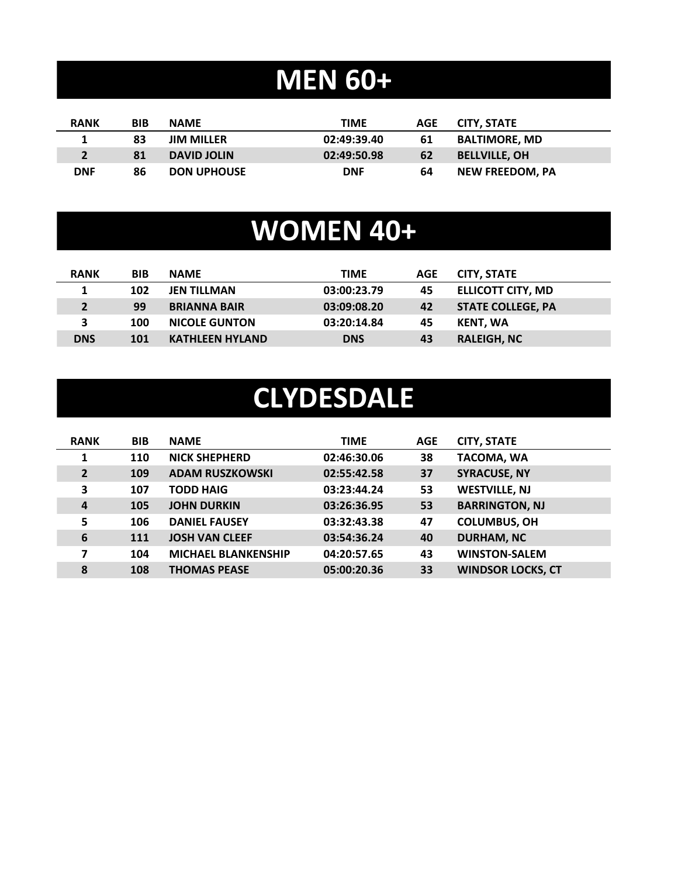# MEN 60+

| RANK | BIB | NAME | TIME | AGE | CITY, STATE |
|---|---|---|---|---|---|
| 1 | 83 | JIM MILLER | 02:49:39.40 | 61 | BALTIMORE, MD |
| 2 | 81 | DAVID JOLIN | 02:49:50.98 | 62 | BELLVILLE, OH |
| DNF | 86 | DON UPHOUSE | DNF | 64 | NEW FREEDOM, PA |

# WOMEN 40+

| RANK | BIB | NAME | TIME | AGE | CITY, STATE |
|---|---|---|---|---|---|
| 1 | 102 | JEN TILLMAN | 03:00:23.79 | 45 | ELLICOTT CITY, MD |
| 2 | 99 | BRIANNA BAIR | 03:09:08.20 | 42 | STATE COLLEGE, PA |
| 3 | 100 | NICOLE GUNTON | 03:20:14.84 | 45 | KENT, WA |
| DNS | 101 | KATHLEEN HYLAND | DNS | 43 | RALEIGH, NC |

# CLYDESDALE

| RANK | BIB | NAME | TIME | AGE | CITY, STATE |
|---|---|---|---|---|---|
| 1 | 110 | NICK SHEPHERD | 02:46:30.06 | 38 | TACOMA, WA |
| 2 | 109 | ADAM RUSZKOWSKI | 02:55:42.58 | 37 | SYRACUSE, NY |
| 3 | 107 | TODD HAIG | 03:23:44.24 | 53 | WESTVILLE, NJ |
| 4 | 105 | JOHN DURKIN | 03:26:36.95 | 53 | BARRINGTON, NJ |
| 5 | 106 | DANIEL FAUSEY | 03:32:43.38 | 47 | COLUMBUS, OH |
| 6 | 111 | JOSH VAN CLEEF | 03:54:36.24 | 40 | DURHAM, NC |
| 7 | 104 | MICHAEL BLANKENSHIP | 04:20:57.65 | 43 | WINSTON-SALEM |
| 8 | 108 | THOMAS PEASE | 05:00:20.36 | 33 | WINDSOR LOCKS, CT |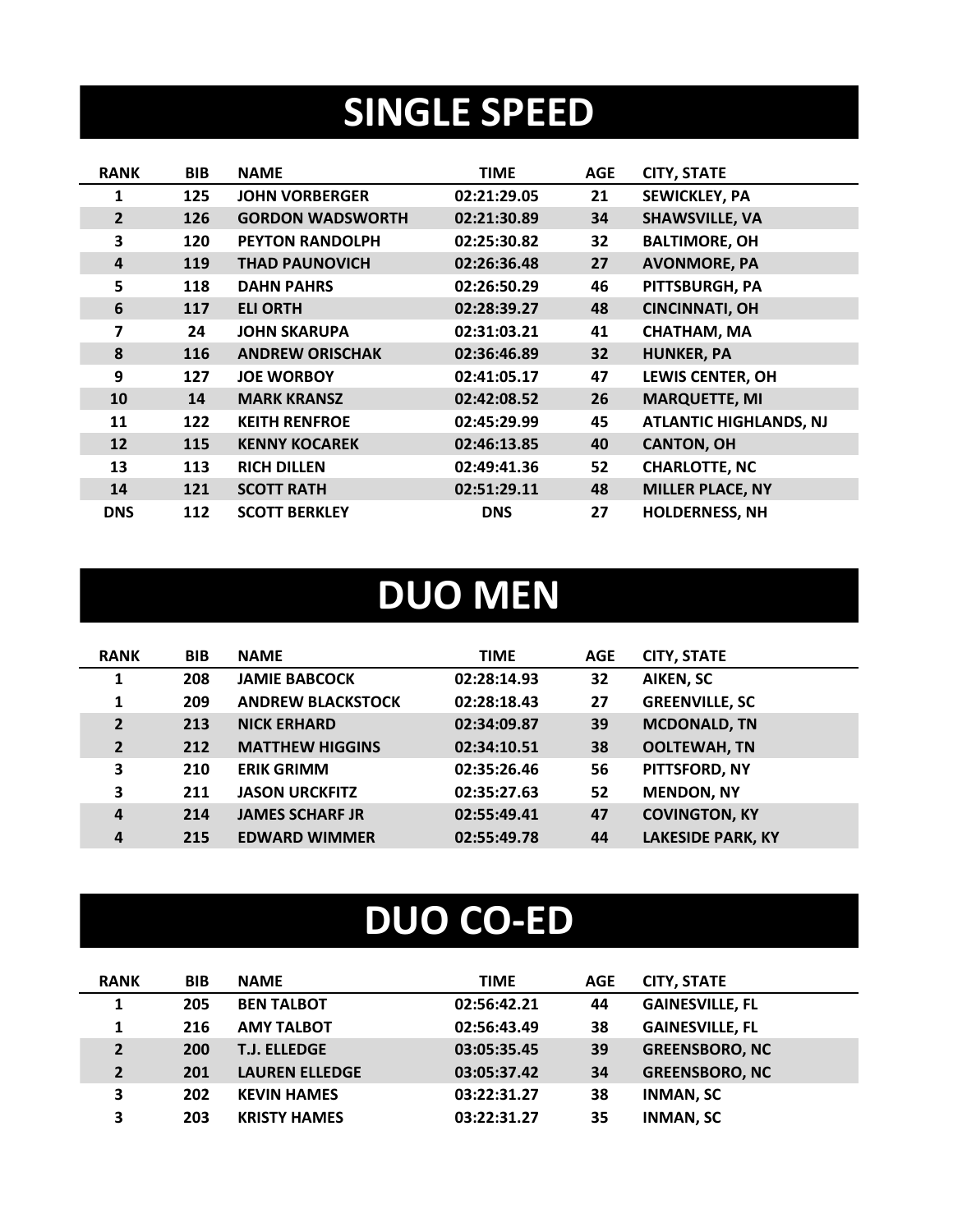# SINGLE SPEED

| RANK | BIB | NAME | TIME | AGE | CITY, STATE |
|---|---|---|---|---|---|
| 1 | 125 | JOHN VORBERGER | 02:21:29.05 | 21 | SEWICKLEY, PA |
| 2 | 126 | GORDON WADSWORTH | 02:21:30.89 | 34 | SHAWSVILLE, VA |
| 3 | 120 | PEYTON RANDOLPH | 02:25:30.82 | 32 | BALTIMORE, OH |
| 4 | 119 | THAD PAUNOVICH | 02:26:36.48 | 27 | AVONMORE, PA |
| 5 | 118 | DAHN PAHRS | 02:26:50.29 | 46 | PITTSBURGH, PA |
| 6 | 117 | ELI ORTH | 02:28:39.27 | 48 | CINCINNATI, OH |
| 7 | 24 | JOHN SKARUPA | 02:31:03.21 | 41 | CHATHAM, MA |
| 8 | 116 | ANDREW ORISCHAK | 02:36:46.89 | 32 | HUNKER, PA |
| 9 | 127 | JOE WORBOY | 02:41:05.17 | 47 | LEWIS CENTER, OH |
| 10 | 14 | MARK KRANSZ | 02:42:08.52 | 26 | MARQUETTE, MI |
| 11 | 122 | KEITH RENFROE | 02:45:29.99 | 45 | ATLANTIC HIGHLANDS, NJ |
| 12 | 115 | KENNY KOCAREK | 02:46:13.85 | 40 | CANTON, OH |
| 13 | 113 | RICH DILLEN | 02:49:41.36 | 52 | CHARLOTTE, NC |
| 14 | 121 | SCOTT RATH | 02:51:29.11 | 48 | MILLER PLACE, NY |
| DNS | 112 | SCOTT BERKLEY | DNS | 27 | HOLDERNESS, NH |

# DUO MEN

| RANK | BIB | NAME | TIME | AGE | CITY, STATE |
|---|---|---|---|---|---|
| 1 | 208 | JAMIE BABCOCK | 02:28:14.93 | 32 | AIKEN, SC |
| 1 | 209 | ANDREW BLACKSTOCK | 02:28:18.43 | 27 | GREENVILLE, SC |
| 2 | 213 | NICK ERHARD | 02:34:09.87 | 39 | MCDONALD, TN |
| 2 | 212 | MATTHEW HIGGINS | 02:34:10.51 | 38 | OOLTEWAH, TN |
| 3 | 210 | ERIK GRIMM | 02:35:26.46 | 56 | PITTSFORD, NY |
| 3 | 211 | JASON URCKFITZ | 02:35:27.63 | 52 | MENDON, NY |
| 4 | 214 | JAMES SCHARF JR | 02:55:49.41 | 47 | COVINGTON, KY |
| 4 | 215 | EDWARD WIMMER | 02:55:49.78 | 44 | LAKESIDE PARK, KY |

# DUO CO-ED

| RANK | BIB | NAME | TIME | AGE | CITY, STATE |
|---|---|---|---|---|---|
| 1 | 205 | BEN TALBOT | 02:56:42.21 | 44 | GAINESVILLE, FL |
| 1 | 216 | AMY TALBOT | 02:56:43.49 | 38 | GAINESVILLE, FL |
| 2 | 200 | T.J. ELLEDGE | 03:05:35.45 | 39 | GREENSBORO, NC |
| 2 | 201 | LAUREN ELLEDGE | 03:05:37.42 | 34 | GREENSBORO, NC |
| 3 | 202 | KEVIN HAMES | 03:22:31.27 | 38 | INMAN, SC |
| 3 | 203 | KRISTY HAMES | 03:22:31.27 | 35 | INMAN, SC |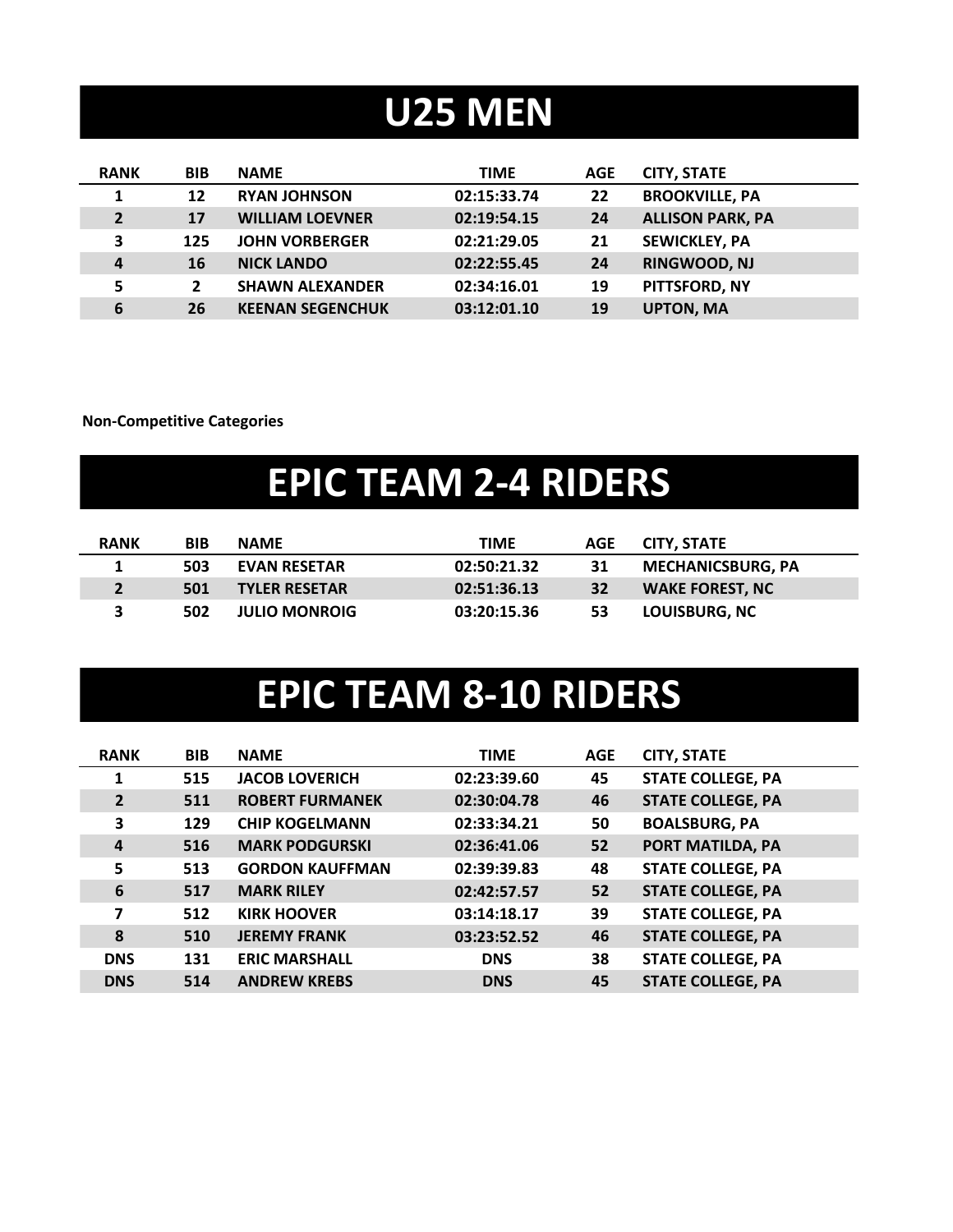# U25 MEN

| RANK | BIB | NAME | TIME | AGE | CITY, STATE |
|---|---|---|---|---|---|
| 1 | 12 | RYAN JOHNSON | 02:15:33.74 | 22 | BROOKVILLE, PA |
| 2 | 17 | WILLIAM LOEVNER | 02:19:54.15 | 24 | ALLISON PARK, PA |
| 3 | 125 | JOHN VORBERGER | 02:21:29.05 | 21 | SEWICKLEY, PA |
| 4 | 16 | NICK LANDO | 02:22:55.45 | 24 | RINGWOOD, NJ |
| 5 | 2 | SHAWN ALEXANDER | 02:34:16.01 | 19 | PITTSFORD, NY |
| 6 | 26 | KEENAN SEGENCHUK | 03:12:01.10 | 19 | UPTON, MA |

**Non-Competitive Categories**

# EPIC TEAM 2-4 RIDERS

| RANK | BIB | NAME | TIME | AGE | CITY, STATE |
|---|---|---|---|---|---|
| 1 | 503 | EVAN RESETAR | 02:50:21.32 | 31 | MECHANICSBURG, PA |
| 2 | 501 | TYLER RESETAR | 02:51:36.13 | 32 | WAKE FOREST, NC |
| 3 | 502 | JULIO MONROIG | 03:20:15.36 | 53 | LOUISBURG, NC |

# EPIC TEAM 8-10 RIDERS

| RANK | BIB | NAME | TIME | AGE | CITY, STATE |
|---|---|---|---|---|---|
| 1 | 515 | JACOB LOVERICH | 02:23:39.60 | 45 | STATE COLLEGE, PA |
| 2 | 511 | ROBERT FURMANEK | 02:30:04.78 | 46 | STATE COLLEGE, PA |
| 3 | 129 | CHIP KOGELMANN | 02:33:34.21 | 50 | BOALSBURG, PA |
| 4 | 516 | MARK PODGURSKI | 02:36:41.06 | 52 | PORT MATILDA, PA |
| 5 | 513 | GORDON KAUFFMAN | 02:39:39.83 | 48 | STATE COLLEGE, PA |
| 6 | 517 | MARK RILEY | 02:42:57.57 | 52 | STATE COLLEGE, PA |
| 7 | 512 | KIRK HOOVER | 03:14:18.17 | 39 | STATE COLLEGE, PA |
| 8 | 510 | JEREMY FRANK | 03:23:52.52 | 46 | STATE COLLEGE, PA |
| DNS | 131 | ERIC MARSHALL | DNS | 38 | STATE COLLEGE, PA |
| DNS | 514 | ANDREW KREBS | DNS | 45 | STATE COLLEGE, PA |